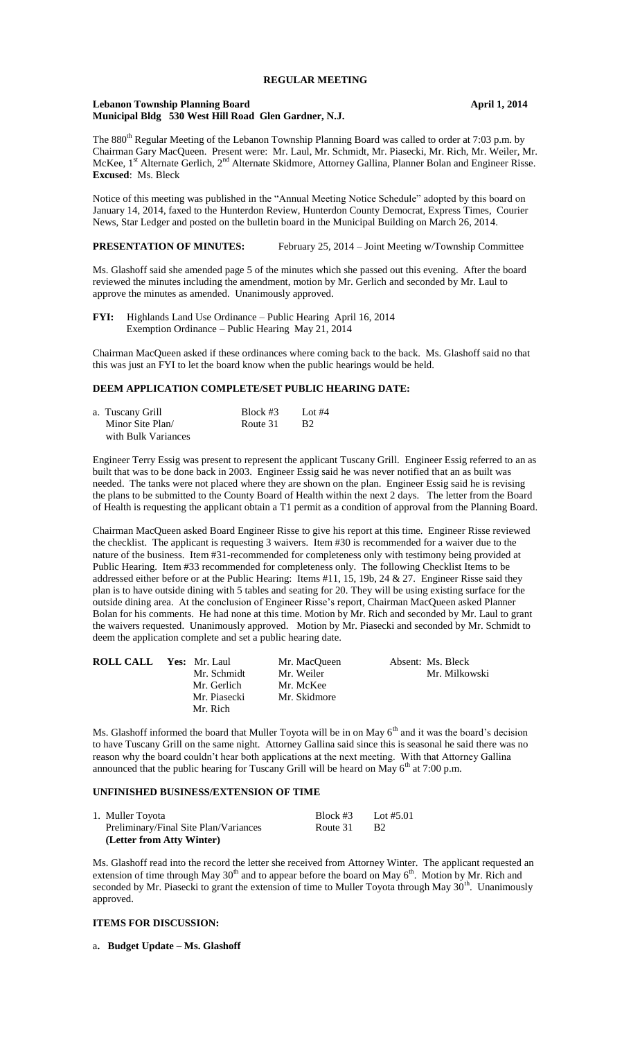# REGULAR MEETING

**Lebanon Township Planning Board** **April 1, 2014**
**Municipal Bldg 530 West Hill Road Glen Gardner, N.J.**

The 880th Regular Meeting of the Lebanon Township Planning Board was called to order at 7:03 p.m. by Chairman Gary MacQueen. Present were: Mr. Laul, Mr. Schmidt, Mr. Piasecki, Mr. Rich, Mr. Weiler, Mr. McKee, 1st Alternate Gerlich, 2nd Alternate Skidmore, Attorney Gallina, Planner Bolan and Engineer Risse. **Excused**: Ms. Bleck

Notice of this meeting was published in the "Annual Meeting Notice Schedule" adopted by this board on January 14, 2014, faxed to the Hunterdon Review, Hunterdon County Democrat, Express Times, Courier News, Star Ledger and posted on the bulletin board in the Municipal Building on March 26, 2014.

**PRESENTATION OF MINUTES:** February 25, 2014 – Joint Meeting w/Township Committee

Ms. Glashoff said she amended page 5 of the minutes which she passed out this evening. After the board reviewed the minutes including the amendment, motion by Mr. Gerlich and seconded by Mr. Laul to approve the minutes as amended. Unanimously approved.

**FYI:** Highlands Land Use Ordinance – Public Hearing April 16, 2014
Exemption Ordinance – Public Hearing May 21, 2014

Chairman MacQueen asked if these ordinances where coming back to the back. Ms. Glashoff said no that this was just an FYI to let the board know when the public hearings would be held.

## DEEM APPLICATION COMPLETE/SET PUBLIC HEARING DATE:

| a. Tuscany Grill | Block #3 | Lot #4 |
|---|---|---|
| Minor Site Plan/ | Route 31 | B2 |
| with Bulk Variances | | |

Engineer Terry Essig was present to represent the applicant Tuscany Grill. Engineer Essig referred to an as built that was to be done back in 2003. Engineer Essig said he was never notified that an as built was needed. The tanks were not placed where they are shown on the plan. Engineer Essig said he is revising the plans to be submitted to the County Board of Health within the next 2 days. The letter from the Board of Health is requesting the applicant obtain a T1 permit as a condition of approval from the Planning Board.

Chairman MacQueen asked Board Engineer Risse to give his report at this time. Engineer Risse reviewed the checklist. The applicant is requesting 3 waivers. Item #30 is recommended for a waiver due to the nature of the business. Item #31-recommended for completeness only with testimony being provided at Public Hearing. Item #33 recommended for completeness only. The following Checklist Items to be addressed either before or at the Public Hearing: Items #11, 15, 19b, 24 & 27. Engineer Risse said they plan is to have outside dining with 5 tables and seating for 20. They will be using existing surface for the outside dining area. At the conclusion of Engineer Risse's report, Chairman MacQueen asked Planner Bolan for his comments. He had none at this time. Motion by Mr. Rich and seconded by Mr. Laul to grant the waivers requested. Unanimously approved. Motion by Mr. Piasecki and seconded by Mr. Schmidt to deem the application complete and set a public hearing date.

| **ROLL CALL** | **Yes:** Mr. Laul | Mr. MacQueen | Absent: Ms. Bleck |
|---|---|---|---|
| | Mr. Schmidt | Mr. Weiler | Mr. Milkowski |
| | Mr. Gerlich | Mr. McKee | |
| | Mr. Piasecki | Mr. Skidmore | |
| | Mr. Rich | | |

Ms. Glashoff informed the board that Muller Toyota will be in on May 6th and it was the board's decision to have Tuscany Grill on the same night. Attorney Gallina said since this is seasonal he said there was no reason why the board couldn't hear both applications at the next meeting. With that Attorney Gallina announced that the public hearing for Tuscany Grill will be heard on May 6th at 7:00 p.m.

## UNFINISHED BUSINESS/EXTENSION OF TIME

| 1. Muller Toyota | Block #3 | Lot #5.01 |
|---|---|---|
| Preliminary/Final Site Plan/Variances | Route 31 | B2 |
| **(Letter from Atty Winter)** | | |

Ms. Glashoff read into the record the letter she received from Attorney Winter. The applicant requested an extension of time through May 30th and to appear before the board on May 6th. Motion by Mr. Rich and seconded by Mr. Piasecki to grant the extension of time to Muller Toyota through May 30th. Unanimously approved.

## ITEMS FOR DISCUSSION:

a**. Budget Update – Ms. Glashoff**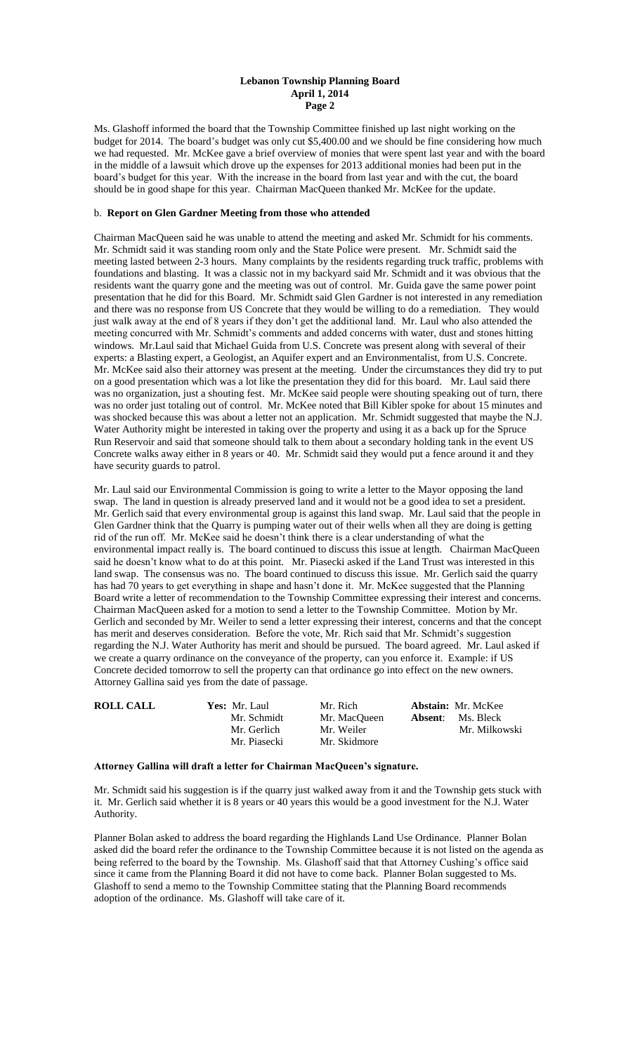Ms. Glashoff informed the board that the Township Committee finished up last night working on the budget for 2014. The board's budget was only cut $5,400.00 and we should be fine considering how much we had requested. Mr. McKee gave a brief overview of monies that were spent last year and with the board in the middle of a lawsuit which drove up the expenses for 2013 additional monies had been put in the board's budget for this year. With the increase in the board from last year and with the cut, the board should be in good shape for this year. Chairman MacQueen thanked Mr. McKee for the update.

b. **Report on Glen Gardner Meeting from those who attended**

Chairman MacQueen said he was unable to attend the meeting and asked Mr. Schmidt for his comments. Mr. Schmidt said it was standing room only and the State Police were present. Mr. Schmidt said the meeting lasted between 2-3 hours. Many complaints by the residents regarding truck traffic, problems with foundations and blasting. It was a classic not in my backyard said Mr. Schmidt and it was obvious that the residents want the quarry gone and the meeting was out of control. Mr. Guida gave the same power point presentation that he did for this Board. Mr. Schmidt said Glen Gardner is not interested in any remediation and there was no response from US Concrete that they would be willing to do a remediation. They would just walk away at the end of 8 years if they don't get the additional land. Mr. Laul who also attended the meeting concurred with Mr. Schmidt's comments and added concerns with water, dust and stones hitting windows. Mr.Laul said that Michael Guida from U.S. Concrete was present along with several of their experts: a Blasting expert, a Geologist, an Aquifer expert and an Environmentalist, from U.S. Concrete. Mr. McKee said also their attorney was present at the meeting. Under the circumstances they did try to put on a good presentation which was a lot like the presentation they did for this board. Mr. Laul said there was no organization, just a shouting fest. Mr. McKee said people were shouting speaking out of turn, there was no order just totaling out of control. Mr. McKee noted that Bill Kibler spoke for about 15 minutes and was shocked because this was about a letter not an application. Mr. Schmidt suggested that maybe the N.J. Water Authority might be interested in taking over the property and using it as a back up for the Spruce Run Reservoir and said that someone should talk to them about a secondary holding tank in the event US Concrete walks away either in 8 years or 40. Mr. Schmidt said they would put a fence around it and they have security guards to patrol.

Mr. Laul said our Environmental Commission is going to write a letter to the Mayor opposing the land swap. The land in question is already preserved land and it would not be a good idea to set a president. Mr. Gerlich said that every environmental group is against this land swap. Mr. Laul said that the people in Glen Gardner think that the Quarry is pumping water out of their wells when all they are doing is getting rid of the run off. Mr. McKee said he doesn't think there is a clear understanding of what the environmental impact really is. The board continued to discuss this issue at length. Chairman MacQueen said he doesn't know what to do at this point. Mr. Piasecki asked if the Land Trust was interested in this land swap. The consensus was no. The board continued to discuss this issue. Mr. Gerlich said the quarry has had 70 years to get everything in shape and hasn't done it. Mr. McKee suggested that the Planning Board write a letter of recommendation to the Township Committee expressing their interest and concerns. Chairman MacQueen asked for a motion to send a letter to the Township Committee. Motion by Mr. Gerlich and seconded by Mr. Weiler to send a letter expressing their interest, concerns and that the concept has merit and deserves consideration. Before the vote, Mr. Rich said that Mr. Schmidt's suggestion regarding the N.J. Water Authority has merit and should be pursued. The board agreed. Mr. Laul asked if we create a quarry ordinance on the conveyance of the property, can you enforce it. Example: if US Concrete decided tomorrow to sell the property can that ordinance go into effect on the new owners. Attorney Gallina said yes from the date of passage.

| **ROLL CALL** | **Yes:** Mr. Laul | Mr. Rich | **Abstain:** Mr. McKee |
|---|---|---|---|
| | Mr. Schmidt | Mr. MacQueen | **Absent**: Ms. Bleck |
| | Mr. Gerlich | Mr. Weiler | Mr. Milkowski |
| | Mr. Piasecki | Mr. Skidmore | |

**Attorney Gallina will draft a letter for Chairman MacQueen's signature.**

Mr. Schmidt said his suggestion is if the quarry just walked away from it and the Township gets stuck with it. Mr. Gerlich said whether it is 8 years or 40 years this would be a good investment for the N.J. Water Authority.

Planner Bolan asked to address the board regarding the Highlands Land Use Ordinance. Planner Bolan asked did the board refer the ordinance to the Township Committee because it is not listed on the agenda as being referred to the board by the Township. Ms. Glashoff said that that Attorney Cushing's office said since it came from the Planning Board it did not have to come back. Planner Bolan suggested to Ms. Glashoff to send a memo to the Township Committee stating that the Planning Board recommends adoption of the ordinance. Ms. Glashoff will take care of it.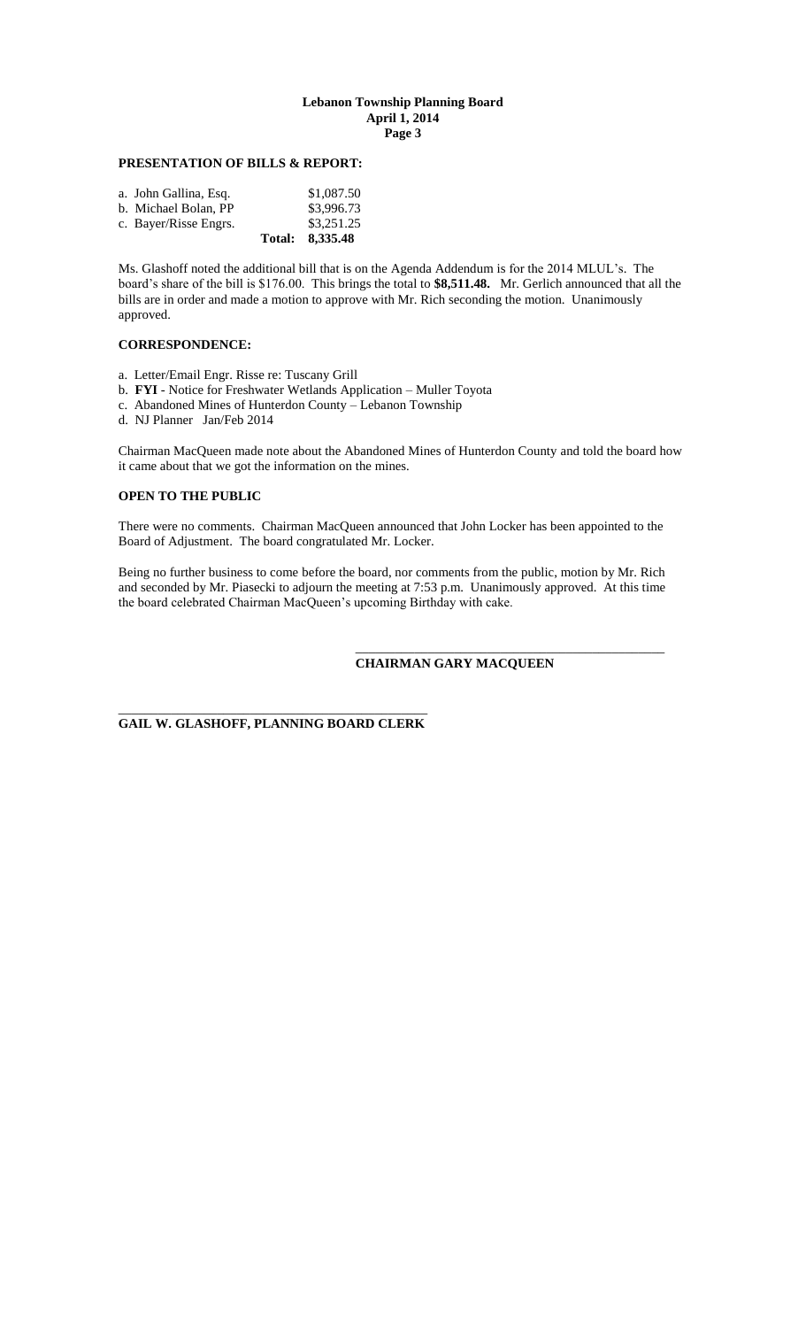## PRESENTATION OF BILLS & REPORT:

| | | |
|---|---|---|
| a. John Gallina, Esq. | | $1,087.50 |
| b. Michael Bolan, PP | | $3,996.73 |
| c. Bayer/Risse Engrs. | | $3,251.25 |
| | **Total:** | **8,335.48** |

Ms. Glashoff noted the additional bill that is on the Agenda Addendum is for the 2014 MLUL's. The board's share of the bill is $176.00. This brings the total to **$8,511.48.** Mr. Gerlich announced that all the bills are in order and made a motion to approve with Mr. Rich seconding the motion. Unanimously approved.

## CORRESPONDENCE:

a. Letter/Email Engr. Risse re: Tuscany Grill
b. **FYI** - Notice for Freshwater Wetlands Application – Muller Toyota
c. Abandoned Mines of Hunterdon County – Lebanon Township
d. NJ Planner Jan/Feb 2014

Chairman MacQueen made note about the Abandoned Mines of Hunterdon County and told the board how it came about that we got the information on the mines.

## OPEN TO THE PUBLIC

There were no comments. Chairman MacQueen announced that John Locker has been appointed to the Board of Adjustment. The board congratulated Mr. Locker.

Being no further business to come before the board, nor comments from the public, motion by Mr. Rich and seconded by Mr. Piasecki to adjourn the meeting at 7:53 p.m. Unanimously approved. At this time the board celebrated Chairman MacQueen's upcoming Birthday with cake.

\_\_\_\_\_\_\_\_\_\_\_\_\_\_\_\_\_\_\_\_\_\_\_\_\_\_\_\_\_\_\_\_\_\_\_\_\_\_\_\_\_\_\_\_

**CHAIRMAN GARY MACQUEEN**

\_\_\_\_\_\_\_\_\_\_\_\_\_\_\_\_\_\_\_\_\_\_\_\_\_\_\_\_\_\_\_\_\_\_\_\_\_\_\_\_\_\_\_\_

**GAIL W. GLASHOFF, PLANNING BOARD CLERK**